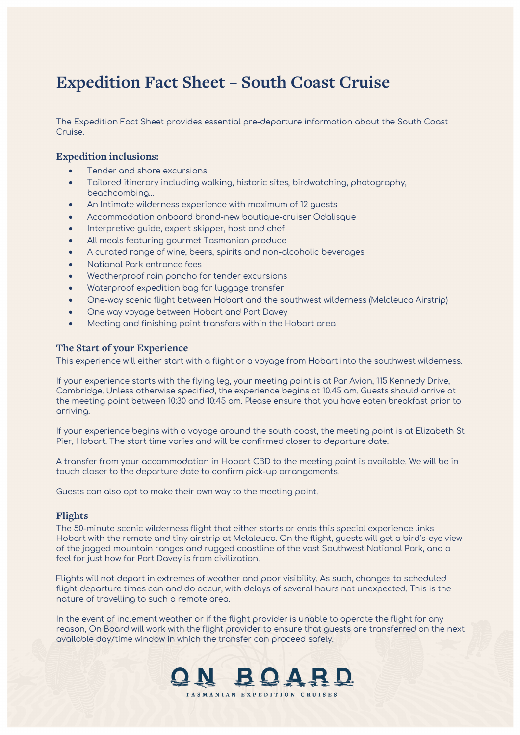# Expedition Fact Sheet – South Coast Cruise

The Expedition Fact Sheet provides essential pre-departure information about the South Coast Cruise.

### Expedition inclusions:

- Tender and shore excursions
- Tailored itinerary including walking, historic sites, birdwatching, photography, beachcombing…
- An Intimate wilderness experience with maximum of 12 guests
- Accommodation onboard brand-new boutique-cruiser Odalisque
- Interpretive guide, expert skipper, host and chef
- All meals featuring gourmet Tasmanian produce
- A curated range of wine, beers, spirits and non-alcoholic beverages
- National Park entrance fees
- Weatherproof rain poncho for tender excursions
- Waterproof expedition bag for luggage transfer
- One-way scenic flight between Hobart and the southwest wilderness (Melaleuca Airstrip)
- One way voyage between Hobart and Port Davey
- Meeting and finishing point transfers within the Hobart area

### The Start of your Experience

This experience will either start with a flight or a voyage from Hobart into the southwest wilderness.

If your experience starts with the flying leg, your meeting point is at Par Avion, 115 Kennedy Drive, Cambridge. Unless otherwise specified, the experience begins at 10.45 am. Guests should arrive at the meeting point between 10:30 and 10:45 am. Please ensure that you have eaten breakfast prior to arriving.

If your experience begins with a voyage around the south coast, the meeting point is at Elizabeth St Pier, Hobart. The start time varies and will be confirmed closer to departure date.

A transfer from your accommodation in Hobart CBD to the meeting point is available. We will be in touch closer to the departure date to confirm pick-up arrangements.

Guests can also opt to make their own way to the meeting point.

### Flights

The 50-minute scenic wilderness flight that either starts or ends this special experience links Hobart with the remote and tiny airstrip at Melaleuca. On the flight, guests will get a bird's-eye view of the jagged mountain ranges and rugged coastline of the vast Southwest National Park, and a feel for just how far Port Davey is from civilization.

Flights will not depart in extremes of weather and poor visibility. As such, changes to scheduled flight departure times can and do occur, with delays of several hours not unexpected. This is the nature of travelling to such a remote area.

In the event of inclement weather or if the flight provider is unable to operate the flight for any reason, On Board will work with the flight provider to ensure that guests are transferred on the next available day/time window in which the transfer can proceed safely.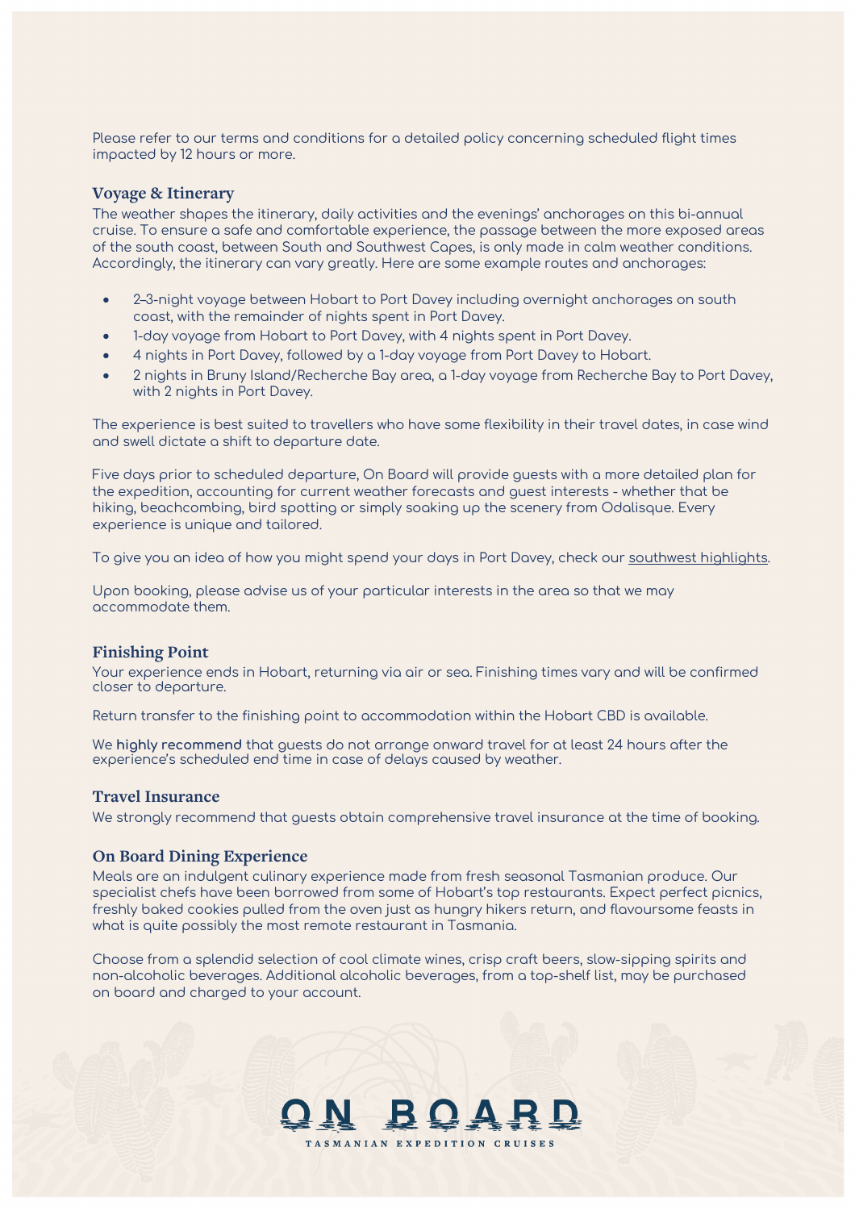Please refer to our terms and conditions for a detailed policy concerning scheduled flight times impacted by 12 hours or more.

## Voyage & Itinerary

The weather shapes the itinerary, daily activities and the evenings' anchorages on this bi-annual cruise. To ensure a safe and comfortable experience, the passage between the more exposed areas of the south coast, between South and Southwest Capes, is only made in calm weather conditions. Accordingly, the itinerary can vary greatly. Here are some example routes and anchorages:

- 2–3-night voyage between Hobart to Port Davey including overnight anchorages on south coast, with the remainder of nights spent in Port Davey.
- 1-day voyage from Hobart to Port Davey, with 4 nights spent in Port Davey.
- 4 nights in Port Davey, followed by a 1-day voyage from Port Davey to Hobart.
- 2 nights in Bruny Island/Recherche Bay area, a 1-day voyage from Recherche Bay to Port Davey, with 2 nights in Port Davey.

The experience is best suited to travellers who have some flexibility in their travel dates, in case wind and swell dictate a shift to departure date.

Five days prior to scheduled departure, On Board will provide guests with a more detailed plan for the expedition, accounting for current weather forecasts and guest interests - whether that be hiking, beachcombing, bird spotting or simply soaking up the scenery from Odalisque. Every experience is unique and tailored.

To give you an idea of how you might spend your days in Port Davey, check our southwest highlights.

Upon booking, please advise us of your particular interests in the area so that we may accommodate them.

## Finishing Point

Your experience ends in Hobart, returning via air or sea. Finishing times vary and will be confirmed closer to departure.

Return transfer to the finishing point to accommodation within the Hobart CBD is available.

We **highly recommend** that guests do not arrange onward travel for at least 24 hours after the experience's scheduled end time in case of delays caused by weather.

## Travel Insurance

We strongly recommend that guests obtain comprehensive travel insurance at the time of booking.

## On Board Dining Experience

Meals are an indulgent culinary experience made from fresh seasonal Tasmanian produce. Our specialist chefs have been borrowed from some of Hobart's top restaurants. Expect perfect picnics, freshly baked cookies pulled from the oven just as hungry hikers return, and flavoursome feasts in what is quite possibly the most remote restaurant in Tasmania.

Choose from a splendid selection of cool climate wines, crisp craft beers, slow-sipping spirits and non-alcoholic beverages. Additional alcoholic beverages, from a top-shelf list, may be purchased on board and charged to your account.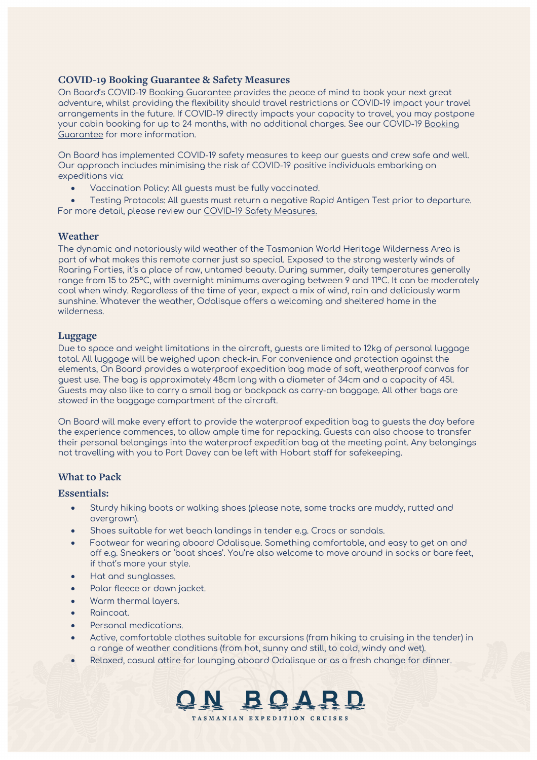## COVID-19 Booking Guarantee & Safety Measures

On Board's COVID-19 Booking Guarantee provides the peace of mind to book your next great adventure, whilst providing the flexibility should travel restrictions or COVID-19 impact your travel arrangements in the future. If COVID-19 directly impacts your capacity to travel, you may postpone your cabin booking for up to 24 months, with no additional charges. See our COVID-19 Booking Guarantee for more information.

On Board has implemented COVID-19 safety measures to keep our guests and crew safe and well. Our approach includes minimising the risk of COVID-19 positive individuals embarking on expeditions via:

- Vaccination Policy: All guests must be fully vaccinated.
- Testing Protocols: All guests must return a negative Rapid Antigen Test prior to departure.

For more detail, please review our COVID-19 Safety Measures.

## Weather

The dynamic and notoriously wild weather of the Tasmanian World Heritage Wilderness Area is part of what makes this remote corner just so special. Exposed to the strong westerly winds of Roaring Forties, it's a place of raw, untamed beauty. During summer, daily temperatures generally range from 15 to 25°C, with overnight minimums averaging between 9 and 11°C. It can be moderately cool when windy. Regardless of the time of year, expect a mix of wind, rain and deliciously warm sunshine. Whatever the weather, Odalisque offers a welcoming and sheltered home in the wilderness.

## Luggage

Due to space and weight limitations in the aircraft, guests are limited to 12kg of personal luggage total. All luggage will be weighed upon check-in. For convenience and protection against the elements, On Board provides a waterproof expedition bag made of soft, weatherproof canvas for guest use. The bag is approximately 48cm long with a diameter of 34cm and a capacity of 45l. Guests may also like to carry a small bag or backpack as carry-on baggage. All other bags are stowed in the baggage compartment of the aircraft.

On Board will make every effort to provide the waterproof expedition bag to guests the day before the experience commences, to allow ample time for repacking. Guests can also choose to transfer their personal belongings into the waterproof expedition bag at the meeting point. Any belongings not travelling with you to Port Davey can be left with Hobart staff for safekeeping.

## What to Pack

### Essentials:

- Sturdy hiking boots or walking shoes (please note, some tracks are muddy, rutted and overgrown).
- Shoes suitable for wet beach landings in tender e.g. Crocs or sandals.
- Footwear for wearing aboard Odalisque. Something comfortable, and easy to get on and off e.g. Sneakers or 'boat shoes'. You're also welcome to move around in socks or bare feet, if that's more your style.
- Hat and sunglasses.
- Polar fleece or down jacket.
- Warm thermal layers.
- Raincoat.
- Personal medications.
- Active, comfortable clothes suitable for excursions (from hiking to cruising in the tender) in a range of weather conditions (from hot, sunny and still, to cold, windy and wet).
- Relaxed, casual attire for lounging aboard Odalisque or as a fresh change for dinner.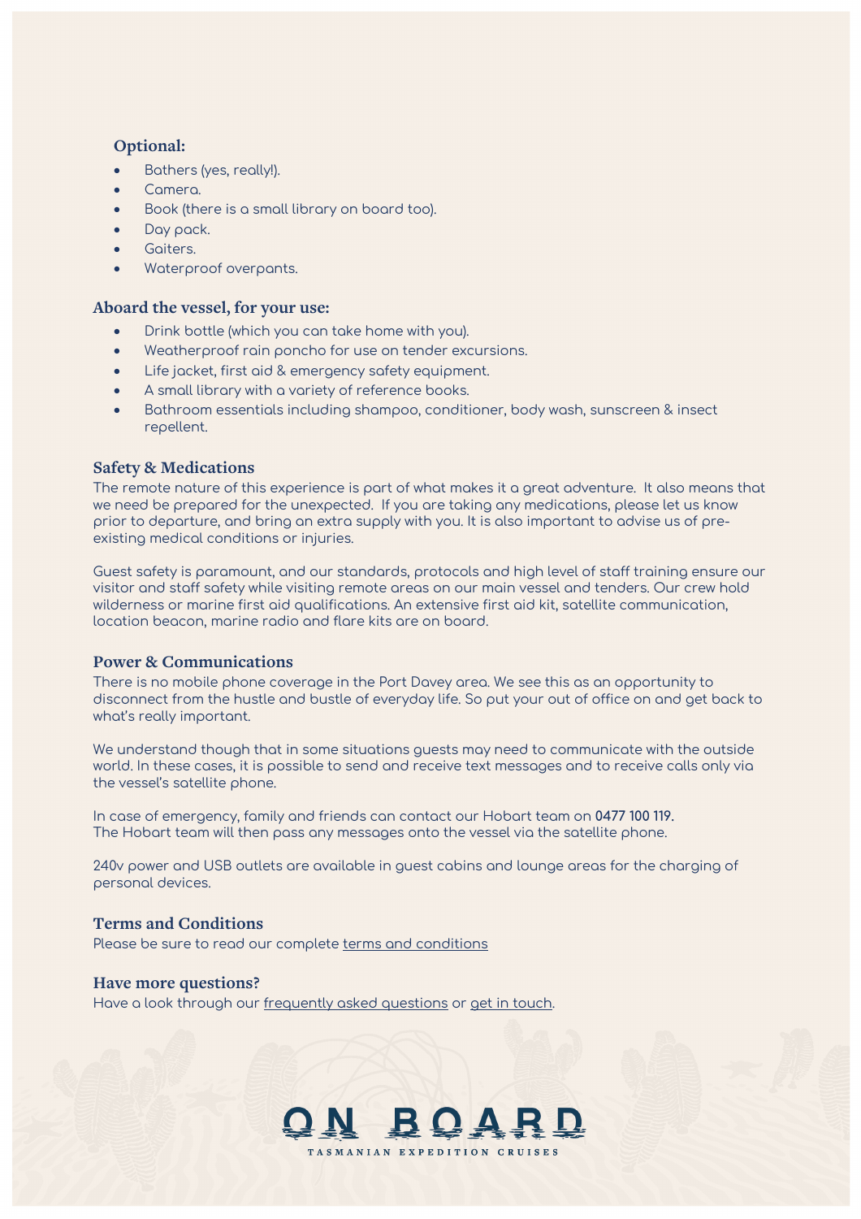### Optional:

- Bathers (yes, really!).
- Camera.
- Book (there is a small library on board too).
- Day pack.
- Gaiters.
- Waterproof overpants.

### Aboard the vessel, for your use:

- Drink bottle (which you can take home with you).
- Weatherproof rain poncho for use on tender excursions.
- Life jacket, first aid & emergency safety equipment.
- A small library with a variety of reference books.
- Bathroom essentials including shampoo, conditioner, body wash, sunscreen & insect repellent.

### Safety & Medications

The remote nature of this experience is part of what makes it a great adventure. It also means that we need be prepared for the unexpected. If you are taking any medications, please let us know prior to departure, and bring an extra supply with you. It is also important to advise us of pre-existing medical conditions or injuries.

Guest safety is paramount, and our standards, protocols and high level of staff training ensure our visitor and staff safety while visiting remote areas on our main vessel and tenders. Our crew hold wilderness or marine first aid qualifications. An extensive first aid kit, satellite communication, location beacon, marine radio and flare kits are on board.

### Power & Communications

There is no mobile phone coverage in the Port Davey area. We see this as an opportunity to disconnect from the hustle and bustle of everyday life. So put your out of office on and get back to what's really important.

We understand though that in some situations guests may need to communicate with the outside world. In these cases, it is possible to send and receive text messages and to receive calls only via the vessel's satellite phone.

In case of emergency, family and friends can contact our Hobart team on **0477 100 119.**
The Hobart team will then pass any messages onto the vessel via the satellite phone.

240v power and USB outlets are available in guest cabins and lounge areas for the charging of personal devices.

### Terms and Conditions

Please be sure to read our complete terms and conditions

### Have more questions?

Have a look through our frequently asked questions or get in touch.

ON BOARD
TASMANIAN EXPEDITION CRUISES